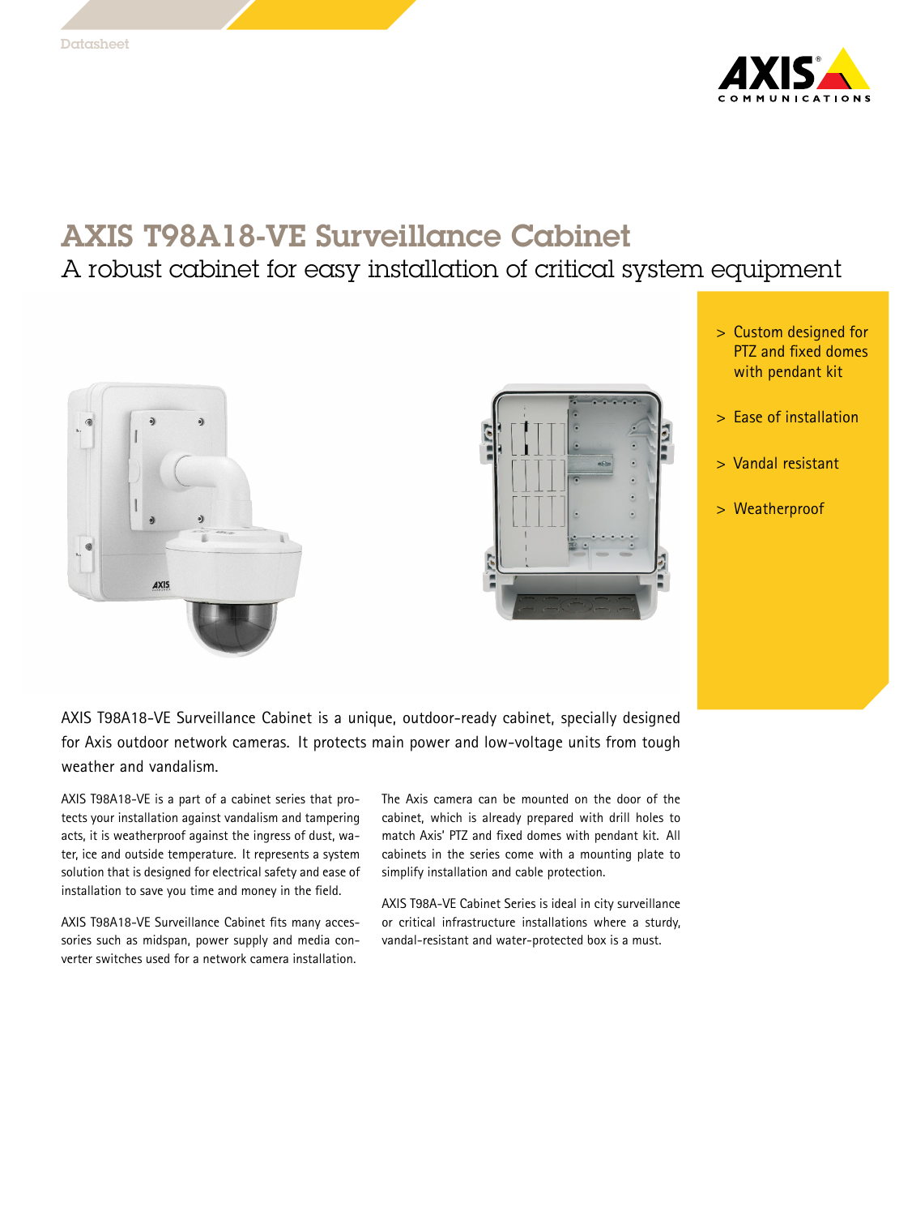Datasheet

# AXIS T98A18-VE Surveillance Cabinet

## A robust cabinet for easy installation of critical system equipment

- Custom designed for PTZ and fixed domes with pendant kit
- Ease of installation
- Vandal resistant
- Weatherproof

AXIS T98A18-VE Surveillance Cabinet is a unique, outdoor-ready cabinet, specially designed for Axis outdoor network cameras. It protects main power and low-voltage units from tough weather and vandalism.

AXIS T98A18-VE is a part of a cabinet series that protects your installation against vandalism and tampering acts, it is weatherproof against the ingress of dust, water, ice and outside temperature. It represents a system solution that is designed for electrical safety and ease of installation to save you time and money in the field.

AXIS T98A18-VE Surveillance Cabinet fits many accessories such as midspan, power supply and media converter switches used for a network camera installation.

The Axis camera can be mounted on the door of the cabinet, which is already prepared with drill holes to match Axis' PTZ and fixed domes with pendant kit. All cabinets in the series come with a mounting plate to simplify installation and cable protection.

AXIS T98A-VE Cabinet Series is ideal in city surveillance or critical infrastructure installations where a sturdy, vandal-resistant and water-protected box is a must.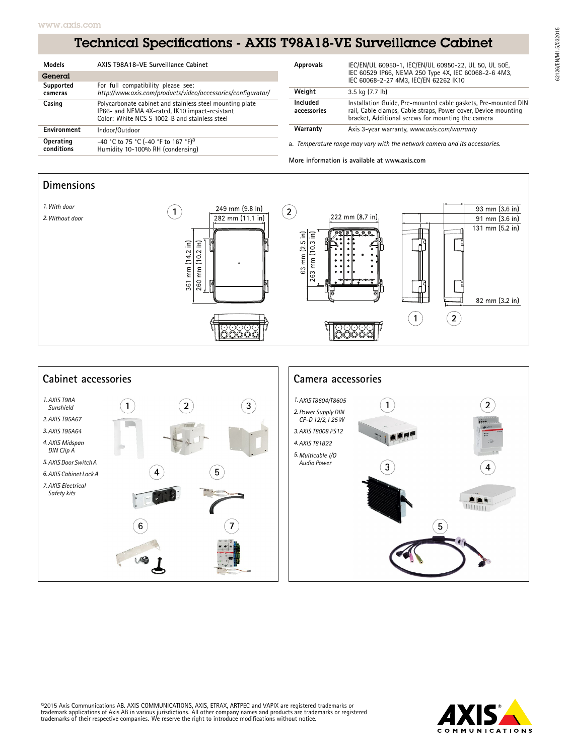# Technical Specifications - AXIS T98A18-VE Surveillance Cabinet

| | |
|---|---|
| **Models** | AXIS T98A18-VE Surveillance Cabinet |
| **General** | |
| **Supported cameras** | For full compatibility please see: *http://www.axis.com/products/video/accessories/configurator/* |
| **Casing** | Polycarbonate cabinet and stainless steel mounting plate<br>IP66- and NEMA 4X-rated, IK10 impact-resistant<br>Color: White NCS S 1002-B and stainless steel |
| **Environment** | Indoor/Outdoor |
| **Operating conditions** | -40 °C to 75 °C (-40 °F to 167 °F)[a]<br>Humidity 10-100% RH (condensing) |
| **Approvals** | IEC/EN/UL 60950-1, IEC/EN/UL 60950-22, UL 50, UL 50E, IEC 60529 IP66, NEMA 250 Type 4X, IEC 60068-2-6 4M3, IEC 60068-2-27 4M3, IEC/EN 62262 IK10 |
| **Weight** | 3.5 kg (7.7 lb) |
| **Included accessories** | Installation Guide, Pre-mounted cable gaskets, Pre-mounted DIN rail, Cable clamps, Cable straps, Power cover, Device mounting bracket, Additional screws for mounting the camera |
| **Warranty** | Axis 3-year warranty, *www.axis.com/warranty* |

a. *Temperature range may vary with the network camera and its accessories.*

More information is available at www.axis.com

## Dimensions

1. *With door*
2. *Without door*

249 mm (9.8 in)
282 mm (11.1 in)
361 mm (14.2 in)
260 mm (10.2 in)
222 mm (8.7 in)
63 mm (2.5 in)
263 mm (10.3 in)
93 mm (3.6 in)
91 mm (3.6 in)
131 mm (5.2 in)
82 mm (3.2 in)

## Cabinet accessories

1. *AXIS T98A Sunshield*
2. *AXIS T95A67*
3. *AXIS T95A64*
4. *AXIS Midspan DIN Clip A*
5. *AXIS Door Switch A*
6. *AXIS Cabinet Lock A*
7. *AXIS Electrical Safety kits*

## Camera accessories

1. *AXIS T8604/T8605*
2. *Power Supply DIN CP-D 12/2,1 25 W*
3. *AXIS T8008 PS12*
4. *AXIS T81B22*
5. *Multicable I/O Audio Power*

©2015 Axis Communications AB. AXIS COMMUNICATIONS, AXIS, ETRAX, ARTPEC and VAPIX are registered trademarks or trademark applications of Axis AB in various jurisdictions. All other company names and products are trademarks or registered trademarks of their respective companies. We reserve the right to introduce modifications without notice.